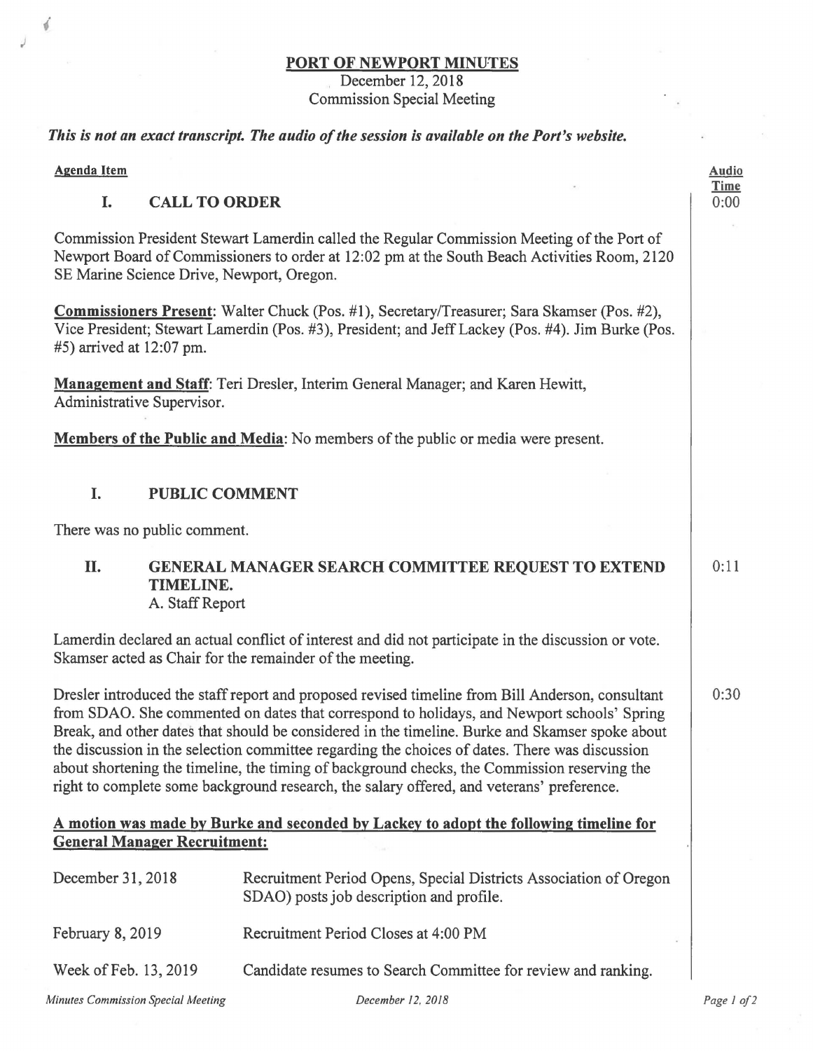# PORT OF NEWPORT MINUTES

December 12, 2018
Commission Special Meeting

***This is not an exact transcript. The audio of the session is available on the Port's website.***

| Agenda Item | Audio Time |
|---|---|

## I. CALL TO ORDER

0:00

Commission President Stewart Lamerdin called the Regular Commission Meeting of the Port of Newport Board of Commissioners to order at 12:02 pm at the South Beach Activities Room, 2120 SE Marine Science Drive, Newport, Oregon.

**Commissioners Present**: Walter Chuck (Pos. #1), Secretary/Treasurer; Sara Skamser (Pos. #2), Vice President; Stewart Lamerdin (Pos. #3), President; and Jeff Lackey (Pos. #4). Jim Burke (Pos. #5) arrived at 12:07 pm.

**Management and Staff**: Teri Dresler, Interim General Manager; and Karen Hewitt, Administrative Supervisor.

**Members of the Public and Media**: No members of the public or media were present.

## I. PUBLIC COMMENT

There was no public comment.

## II. GENERAL MANAGER SEARCH COMMITTEE REQUEST TO EXTEND TIMELINE.

0:11

A. Staff Report

Lamerdin declared an actual conflict of interest and did not participate in the discussion or vote. Skamser acted as Chair for the remainder of the meeting.

0:30

Dresler introduced the staff report and proposed revised timeline from Bill Anderson, consultant from SDAO. She commented on dates that correspond to holidays, and Newport schools' Spring Break, and other dates that should be considered in the timeline. Burke and Skamser spoke about the discussion in the selection committee regarding the choices of dates. There was discussion about shortening the timeline, the timing of background checks, the Commission reserving the right to complete some background research, the salary offered, and veterans' preference.

**A motion was made by Burke and seconded by Lackey to adopt the following timeline for General Manager Recruitment:**

| | |
|---|---|
| December 31, 2018 | Recruitment Period Opens, Special Districts Association of Oregon SDAO) posts job description and profile. |
| February 8, 2019 | Recruitment Period Closes at 4:00 PM |
| Week of Feb. 13, 2019 | Candidate resumes to Search Committee for review and ranking. |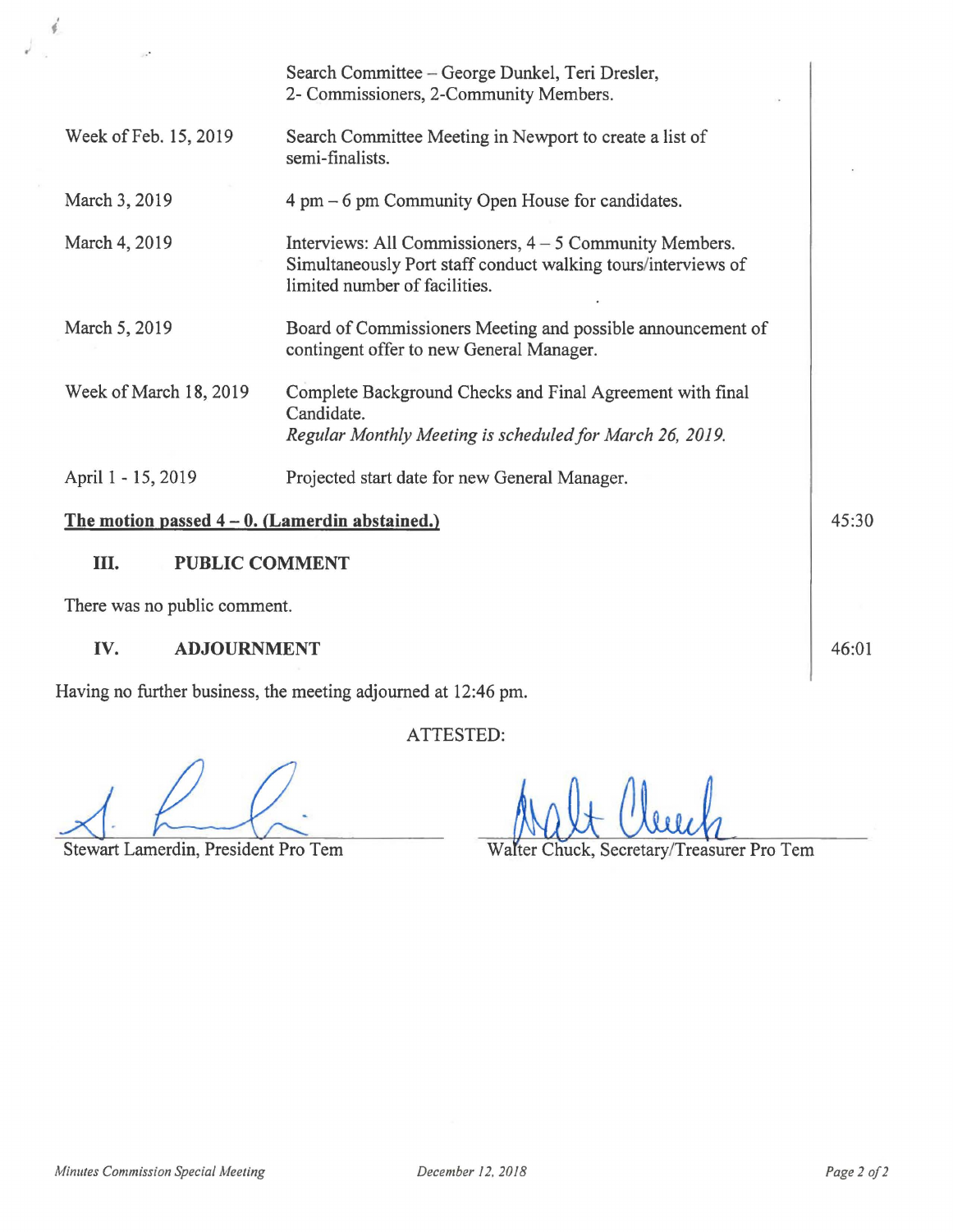| | |
|---|---|
| | Search Committee – George Dunkel, Teri Dresler, 2- Commissioners, 2-Community Members. |
| Week of Feb. 15, 2019 | Search Committee Meeting in Newport to create a list of semi-finalists. |
| March 3, 2019 | 4 pm – 6 pm Community Open House for candidates. |
| March 4, 2019 | Interviews: All Commissioners, 4 – 5 Community Members. Simultaneously Port staff conduct walking tours/interviews of limited number of facilities. |
| March 5, 2019 | Board of Commissioners Meeting and possible announcement of contingent offer to new General Manager. |
| Week of March 18, 2019 | Complete Background Checks and Final Agreement with final Candidate. *Regular Monthly Meeting is scheduled for March 26, 2019.* |
| April 1 - 15, 2019 | Projected start date for new General Manager. |

**The motion passed 4 – 0. (Lamerdin abstained.)** 45:30

## III. PUBLIC COMMENT

There was no public comment.

## IV. ADJOURNMENT

46:01

Having no further business, the meeting adjourned at 12:46 pm.

ATTESTED:

Stewart Lamerdin, President Pro Tem

Walter Chuck, Secretary/Treasurer Pro Tem